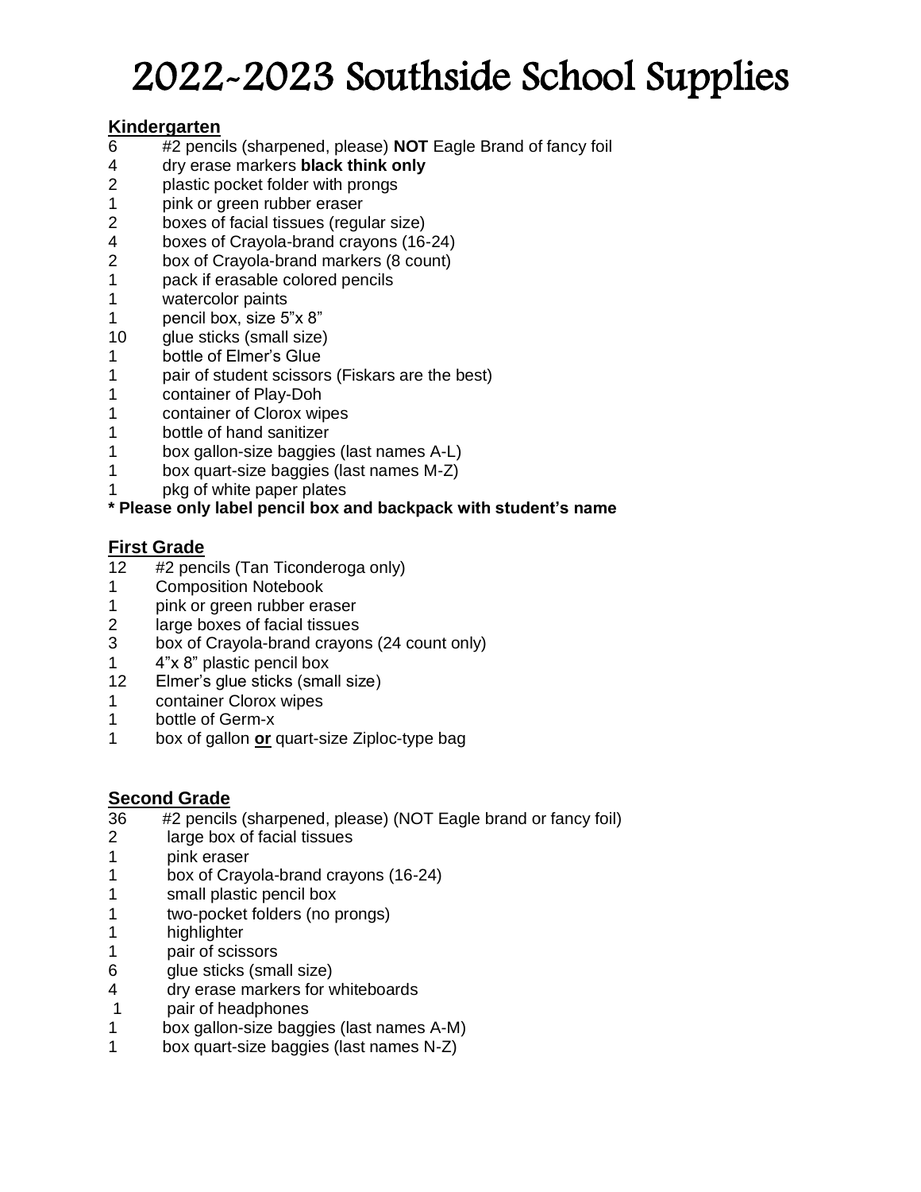# 2022-2023 Southside School Supplies

## Kindergarten

- 6 #2 pencils (sharpened, please) **NOT** Eagle Brand of fancy foil
- 4 dry erase markers **black think only**
- 2 plastic pocket folder with prongs
- 1 pink or green rubber eraser
- 2 boxes of facial tissues (regular size)
- 4 boxes of Crayola-brand crayons (16-24)
- 2 box of Crayola-brand markers (8 count)
- 1 pack if erasable colored pencils
- 1 watercolor paints
- 1 pencil box, size 5"x 8"
- 10 glue sticks (small size)
- 1 bottle of Elmer's Glue
- 1 pair of student scissors (Fiskars are the best)
- 1 container of Play-Doh
- 1 container of Clorox wipes
- 1 bottle of hand sanitizer
- 1 box gallon-size baggies (last names A-L)
- 1 box quart-size baggies (last names M-Z)
- 1 pkg of white paper plates

**\* Please only label pencil box and backpack with student's name**

## First Grade

- 12 #2 pencils (Tan Ticonderoga only)
- 1 Composition Notebook
- 1 pink or green rubber eraser
- 2 large boxes of facial tissues
- 3 box of Crayola-brand crayons (24 count only)
- 1 4"x 8" plastic pencil box
- 12 Elmer's glue sticks (small size)
- 1 container Clorox wipes
- 1 bottle of Germ-x
- 1 box of gallon **or** quart-size Ziploc-type bag

## Second Grade

- 36 #2 pencils (sharpened, please) (NOT Eagle brand or fancy foil)
- 2 large box of facial tissues
- 1 pink eraser
- 1 box of Crayola-brand crayons (16-24)
- 1 small plastic pencil box
- 1 two-pocket folders (no prongs)
- 1 highlighter
- 1 pair of scissors
- 6 glue sticks (small size)
- 4 dry erase markers for whiteboards
- 1 pair of headphones
- 1 box gallon-size baggies (last names A-M)
- 1 box quart-size baggies (last names N-Z)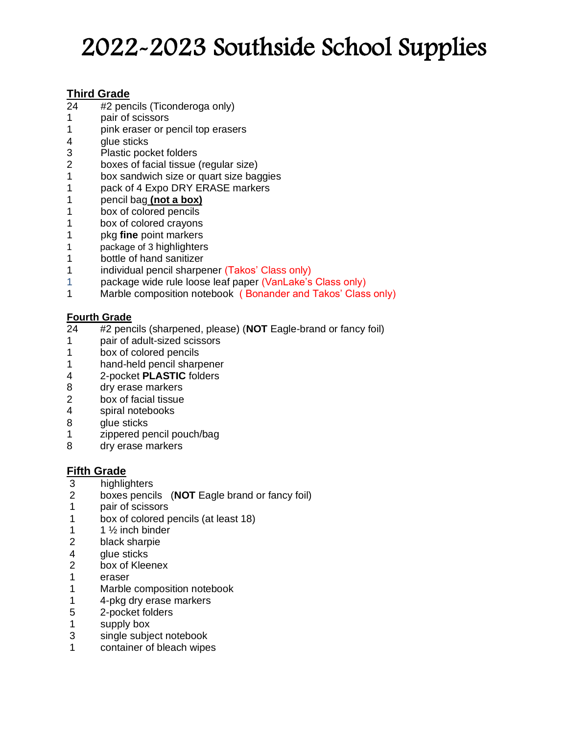# 2022-2023 Southside School Supplies

**Third Grade**

24 #2 pencils (Ticonderoga only)
1 pair of scissors
1 pink eraser or pencil top erasers
4 glue sticks
3 Plastic pocket folders
2 boxes of facial tissue (regular size)
1 box sandwich size or quart size baggies
1 pack of 4 Expo DRY ERASE markers
1 pencil bag **(not a box)**
1 box of colored pencils
1 box of colored crayons
1 pkg **fine** point markers
1 package of 3 highlighters
1 bottle of hand sanitizer
1 individual pencil sharpener (Takos' Class only)
1 package wide rule loose leaf paper (VanLake's Class only)
1 Marble composition notebook ( Bonander and Takos' Class only)

**Fourth Grade**

24 #2 pencils (sharpened, please) (**NOT** Eagle-brand or fancy foil)
1 pair of adult-sized scissors
1 box of colored pencils
1 hand-held pencil sharpener
4 2-pocket **PLASTIC** folders
8 dry erase markers
2 box of facial tissue
4 spiral notebooks
8 glue sticks
1 zippered pencil pouch/bag
8 dry erase markers

**Fifth Grade**

3 highlighters
2 boxes pencils (**NOT** Eagle brand or fancy foil)
1 pair of scissors
1 box of colored pencils (at least 18)
1 1 ½ inch binder
2 black sharpie
4 glue sticks
2 box of Kleenex
1 eraser
1 Marble composition notebook
1 4-pkg dry erase markers
5 2-pocket folders
1 supply box
3 single subject notebook
1 container of bleach wipes